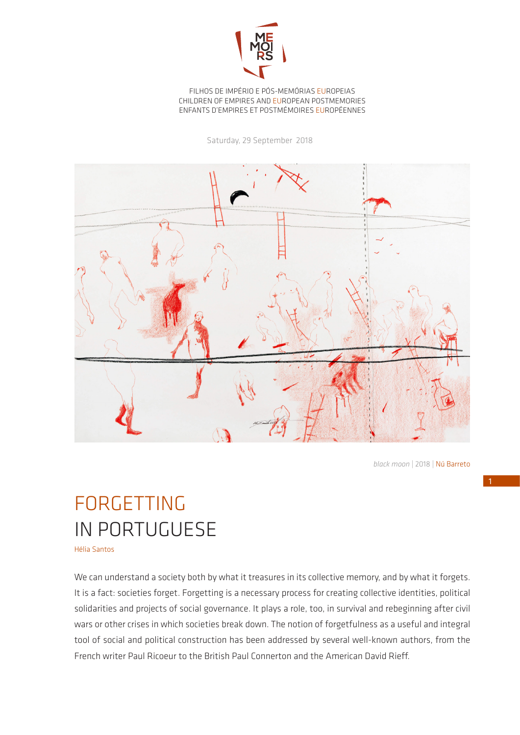MEMOIRS

FILHOS DE IMPÉRIO E PÓS-MEMÓRIAS EUROPEIAS
CHILDREN OF EMPIRES AND EUROPEAN POSTMEMORIES
ENFANTS D'EMPIRES ET POSTMÉMOIRES EUROPÉENNES

Saturday, 29 September 2018

*black moon* | 2018 | Nú Barreto

# FORGETTING IN PORTUGUESE

Hélia Santos

We can understand a society both by what it treasures in its collective memory, and by what it forgets. It is a fact: societies forget. Forgetting is a necessary process for creating collective identities, political solidarities and projects of social governance. It plays a role, too, in survival and rebeginning after civil wars or other crises in which societies break down. The notion of forgetfulness as a useful and integral tool of social and political construction has been addressed by several well-known authors, from the French writer Paul Ricoeur to the British Paul Connerton and the American David Rieff.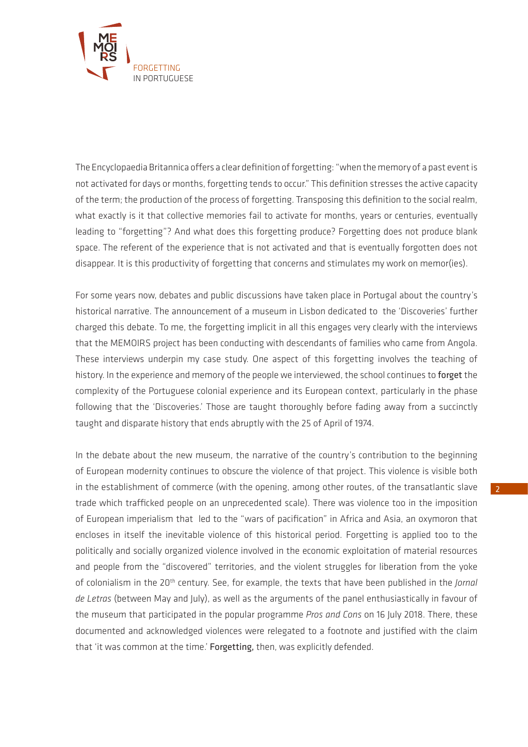The Encyclopaedia Britannica offers a clear definition of forgetting: "when the memory of a past event is not activated for days or months, forgetting tends to occur." This definition stresses the active capacity of the term; the production of the process of forgetting. Transposing this definition to the social realm, what exactly is it that collective memories fail to activate for months, years or centuries, eventually leading to "forgetting"? And what does this forgetting produce? Forgetting does not produce blank space. The referent of the experience that is not activated and that is eventually forgotten does not disappear. It is this productivity of forgetting that concerns and stimulates my work on memor(ies).

For some years now, debates and public discussions have taken place in Portugal about the country's historical narrative. The announcement of a museum in Lisbon dedicated to the 'Discoveries' further charged this debate. To me, the forgetting implicit in all this engages very clearly with the interviews that the MEMOIRS project has been conducting with descendants of families who came from Angola. These interviews underpin my case study. One aspect of this forgetting involves the teaching of history. In the experience and memory of the people we interviewed, the school continues to **forget** the complexity of the Portuguese colonial experience and its European context, particularly in the phase following that the 'Discoveries.' Those are taught thoroughly before fading away from a succinctly taught and disparate history that ends abruptly with the 25 of April of 1974.

In the debate about the new museum, the narrative of the country's contribution to the beginning of European modernity continues to obscure the violence of that project. This violence is visible both in the establishment of commerce (with the opening, among other routes, of the transatlantic slave trade which trafficked people on an unprecedented scale). There was violence too in the imposition of European imperialism that led to the "wars of pacification" in Africa and Asia, an oxymoron that encloses in itself the inevitable violence of this historical period. Forgetting is applied too to the politically and socially organized violence involved in the economic exploitation of material resources and people from the "discovered" territories, and the violent struggles for liberation from the yoke of colonialism in the 20th century. See, for example, the texts that have been published in the *Jornal de Letras* (between May and July), as well as the arguments of the panel enthusiastically in favour of the museum that participated in the popular programme *Pros and Cons* on 16 July 2018. There, these documented and acknowledged violences were relegated to a footnote and justified with the claim that 'it was common at the time.' **Forgetting,** then, was explicitly defended.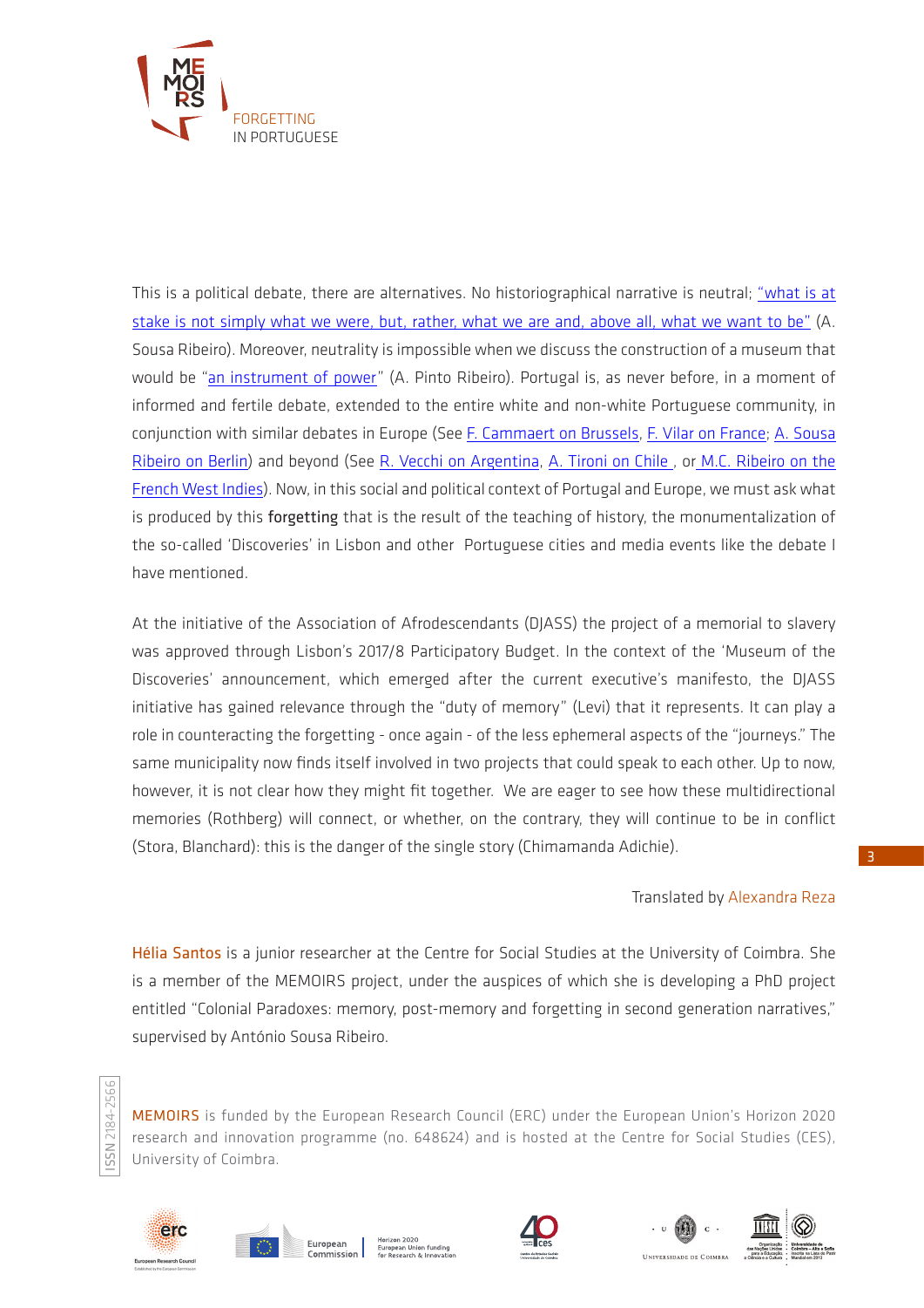This is a political debate, there are alternatives. No historiographical narrative is neutral; "what is at stake is not simply what we were, but, rather, what we are and, above all, what we want to be" (A. Sousa Ribeiro). Moreover, neutrality is impossible when we discuss the construction of a museum that would be "an instrument of power" (A. Pinto Ribeiro). Portugal is, as never before, in a moment of informed and fertile debate, extended to the entire white and non-white Portuguese community, in conjunction with similar debates in Europe (See F. Cammaert on Brussels, F. Vilar on France; A. Sousa Ribeiro on Berlin) and beyond (See R. Vecchi on Argentina, A. Tironi on Chile, or M.C. Ribeiro on the French West Indies). Now, in this social and political context of Portugal and Europe, we must ask what is produced by this **forgetting** that is the result of the teaching of history, the monumentalization of the so-called 'Discoveries' in Lisbon and other Portuguese cities and media events like the debate I have mentioned.

At the initiative of the Association of Afrodescendants (DJASS) the project of a memorial to slavery was approved through Lisbon's 2017/8 Participatory Budget. In the context of the 'Museum of the Discoveries' announcement, which emerged after the current executive's manifesto, the DJASS initiative has gained relevance through the "duty of memory" (Levi) that it represents. It can play a role in counteracting the forgetting - once again - of the less ephemeral aspects of the "journeys." The same municipality now finds itself involved in two projects that could speak to each other. Up to now, however, it is not clear how they might fit together. We are eager to see how these multidirectional memories (Rothberg) will connect, or whether, on the contrary, they will continue to be in conflict (Stora, Blanchard): this is the danger of the single story (Chimamanda Adichie).

Translated by Alexandra Reza

Hélia Santos is a junior researcher at the Centre for Social Studies at the University of Coimbra. She is a member of the MEMOIRS project, under the auspices of which she is developing a PhD project entitled "Colonial Paradoxes: memory, post-memory and forgetting in second generation narratives," supervised by António Sousa Ribeiro.

MEMOIRS is funded by the European Research Council (ERC) under the European Union's Horizon 2020 research and innovation programme (no. 648624) and is hosted at the Centre for Social Studies (CES), University of Coimbra.